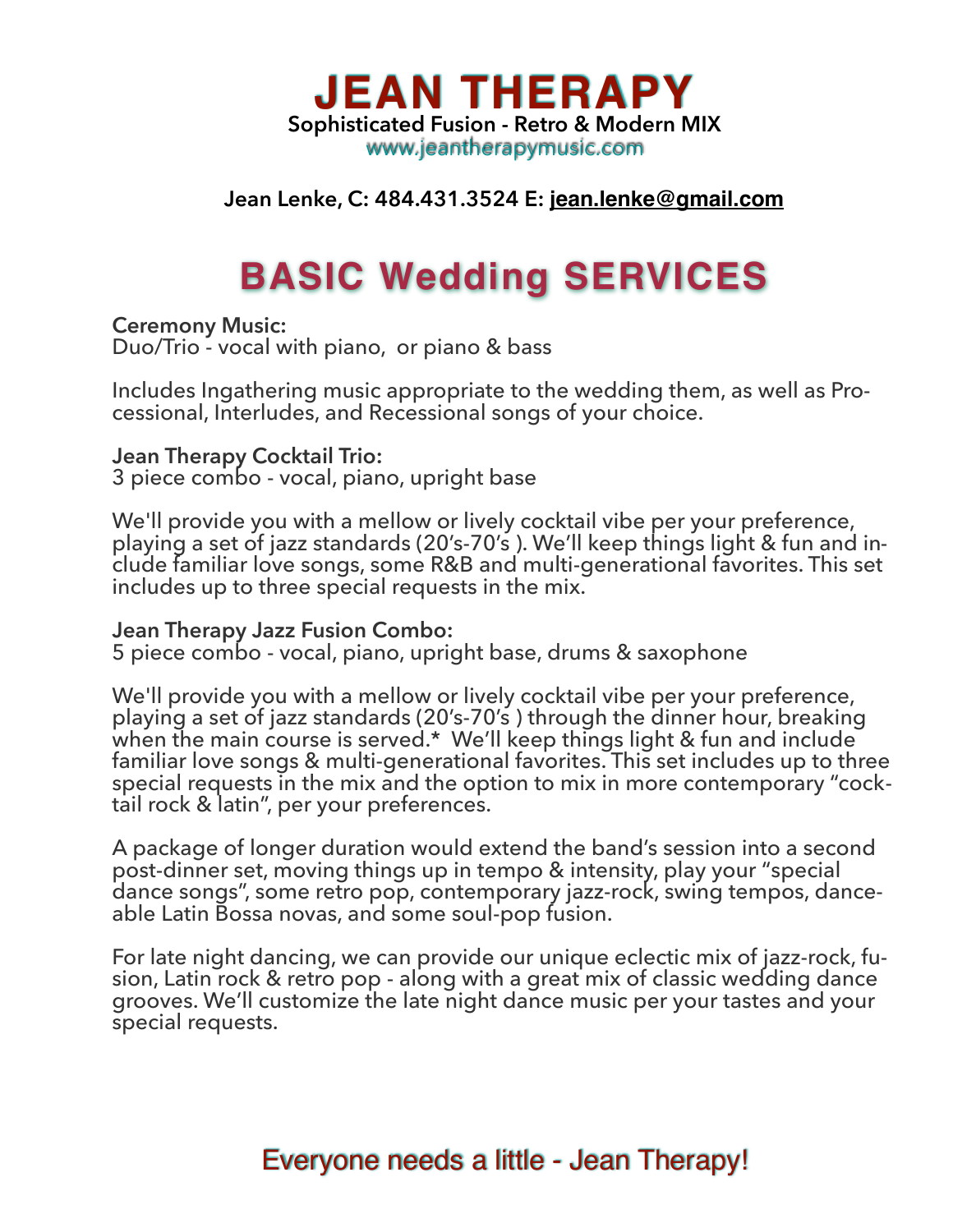# JEAN THERAPY

**Sophisticated Fusion - Retro & Modern MIX**

www.jeantherapymusic.com

**Jean Lenke, C: 484.431.3524 E: jean.lenke@gmail.com**

## BASIC Wedding SERVICES

**Ceremony Music:**
Duo/Trio - vocal with piano, or piano & bass

Includes Ingathering music appropriate to the wedding them, as well as Processional, Interludes, and Recessional songs of your choice.

**Jean Therapy Cocktail Trio:**
3 piece combo - vocal, piano, upright base

We'll provide you with a mellow or lively cocktail vibe per your preference, playing a set of jazz standards (20's-70's ). We'll keep things light & fun and include familiar love songs, some R&B and multi-generational favorites. This set includes up to three special requests in the mix.

**Jean Therapy Jazz Fusion Combo:**
5 piece combo - vocal, piano, upright base, drums & saxophone

We'll provide you with a mellow or lively cocktail vibe per your preference, playing a set of jazz standards (20's-70's ) through the dinner hour, breaking when the main course is served.* We'll keep things light & fun and include familiar love songs & multi-generational favorites. This set includes up to three special requests in the mix and the option to mix in more contemporary "cocktail rock & latin", per your preferences.

A package of longer duration would extend the band's session into a second post-dinner set, moving things up in tempo & intensity, play your "special dance songs", some retro pop, contemporary jazz-rock, swing tempos, danceable Latin Bossa novas, and some soul-pop fusion.

For late night dancing, we can provide our unique eclectic mix of jazz-rock, fusion, Latin rock & retro pop - along with a great mix of classic wedding dance grooves. We'll customize the late night dance music per your tastes and your special requests.

Everyone needs a little - Jean Therapy!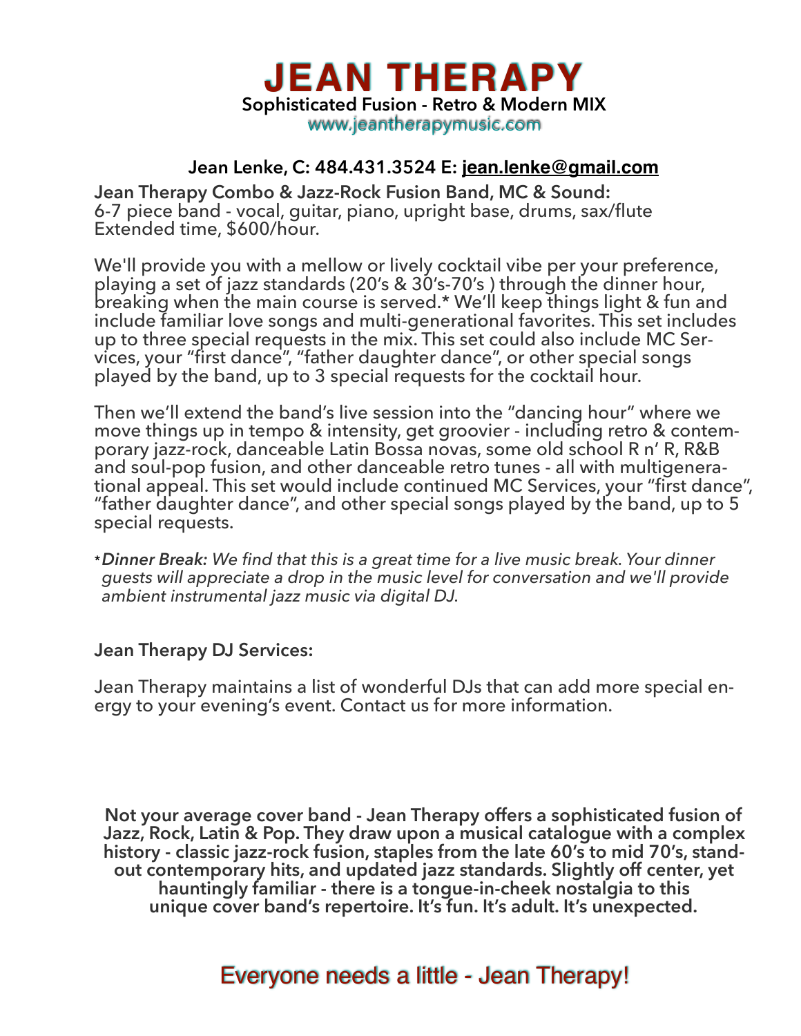# JEAN THERAPY

**Sophisticated Fusion - Retro & Modern MIX**

www.jeantherapymusic.com

**Jean Lenke, C: 484.431.3524 E: jean.lenke@gmail.com**

**Jean Therapy Combo & Jazz-Rock Fusion Band, MC & Sound:**
6-7 piece band - vocal, guitar, piano, upright base, drums, sax/flute
Extended time, $600/hour.

We'll provide you with a mellow or lively cocktail vibe per your preference, playing a set of jazz standards (20's & 30's-70's ) through the dinner hour, breaking when the main course is served.* We'll keep things light & fun and include familiar love songs and multi-generational favorites. This set includes up to three special requests in the mix. This set could also include MC Services, your "first dance", "father daughter dance", or other special songs played by the band, up to 3 special requests for the cocktail hour.

Then we'll extend the band's live session into the "dancing hour" where we move things up in tempo & intensity, get groovier - including retro & contemporary jazz-rock, danceable Latin Bossa novas, some old school R n' R, R&B and soul-pop fusion, and other danceable retro tunes - all with multigenerational appeal. This set would include continued MC Services, your "first dance", "father daughter dance", and other special songs played by the band, up to 5 special requests.

*_**Dinner Break:** We find that this is a great time for a live music break. Your dinner guests will appreciate a drop in the music level for conversation and we'll provide ambient instrumental jazz music via digital DJ._

**Jean Therapy DJ Services:**

Jean Therapy maintains a list of wonderful DJs that can add more special energy to your evening's event. Contact us for more information.

**Not your average cover band - Jean Therapy offers a sophisticated fusion of Jazz, Rock, Latin & Pop. They draw upon a musical catalogue with a complex history - classic jazz-rock fusion, staples from the late 60's to mid 70's, standout contemporary hits, and updated jazz standards. Slightly off center, yet hauntingly familiar - there is a tongue-in-cheek nostalgia to this unique cover band's repertoire. It's fun. It's adult. It's unexpected.**

Everyone needs a little - Jean Therapy!